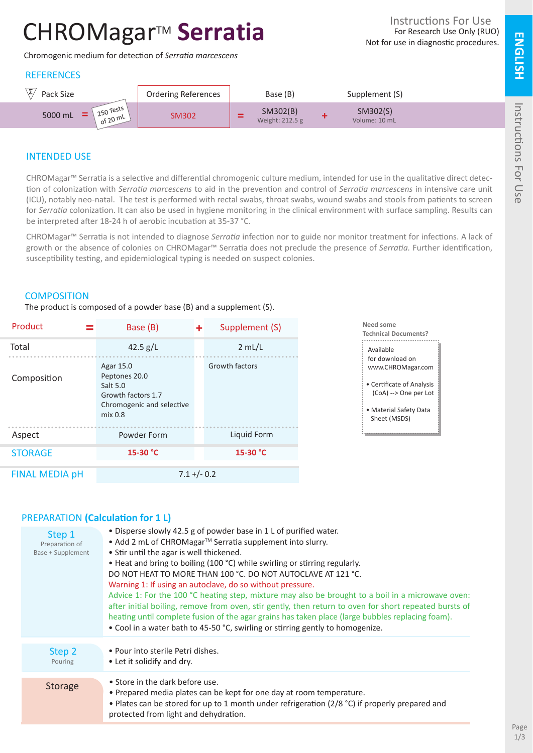# CHROMagar™ **Serratia**

Chromogenic medium for detection of *Serratia marcescens*

Instructions For Use
For Research Use Only (RUO)
Not for use in diagnostic procedures.

ENGLISH

## REFERENCES

| Pack Size | | Ordering References | | Base (B) | | Supplement (S) |
|---|---|---|---|---|---|---|
| 5000 mL | = 250 Tests of 20 mL | SM302 | = | SM302(B) Weight: 212.5 g | + | SM302(S) Volume: 10 mL |

## INTENDED USE

CHROMagar™ Serratia is a selective and differential chromogenic culture medium, intended for use in the qualitative direct detection of colonization with *Serratia marcescens* to aid in the prevention and control of *Serratia marcescens* in intensive care unit (ICU), notably neo-natal. The test is performed with rectal swabs, throat swabs, wound swabs and stools from patients to screen for *Serratia* colonization. It can also be used in hygiene monitoring in the clinical environment with surface sampling. Results can be interpreted after 18-24 h of aerobic incubation at 35-37 °C.

CHROMagar™ Serratia is not intended to diagnose *Serratia* infection nor to guide nor monitor treatment for infections. A lack of growth or the absence of colonies on CHROMagar™ Serratia does not preclude the presence of *Serratia.* Further identification, susceptibility testing, and epidemiological typing is needed on suspect colonies.

## COMPOSITION

The product is composed of a powder base (B) and a supplement (S).

| Product = | Base (B) | + Supplement (S) |
|---|---|---|
| Total | 42.5 g/L | 2 mL/L |
| Composition | Agar 15.0<br>Peptones 20.0<br>Salt 5.0<br>Growth factors 1.7<br>Chromogenic and selective mix 0.8 | Growth factors |
| Aspect | Powder Form | Liquid Form |
| STORAGE | 15-30 °C | 15-30 °C |
| FINAL MEDIA pH | 7.1 +/- 0.2 | |

Need some Technical Documents?

Available for download on www.CHROMagar.com

- Certificate of Analysis (CoA) --> One per Lot
- Material Safety Data Sheet (MSDS)

## PREPARATION (Calculation for 1 L)

**Step 1** – Preparation of Base + Supplement

- Disperse slowly 42.5 g of powder base in 1 L of purified water.
- Add 2 mL of CHROMagar™ Serratia supplement into slurry.
- Stir until the agar is well thickened.
- Heat and bring to boiling (100 °C) while swirling or stirring regularly.

DO NOT HEAT TO MORE THAN 100 °C. DO NOT AUTOCLAVE AT 121 °C.

Warning 1: If using an autoclave, do so without pressure.

Advice 1: For the 100 °C heating step, mixture may also be brought to a boil in a microwave oven: after initial boiling, remove from oven, stir gently, then return to oven for short repeated bursts of heating until complete fusion of the agar grains has taken place (large bubbles replacing foam).

- Cool in a water bath to 45-50 °C, swirling or stirring gently to homogenize.

**Step 2** – Pouring

- Pour into sterile Petri dishes.
- Let it solidify and dry.

**Storage**

- Store in the dark before use.
- Prepared media plates can be kept for one day at room temperature.
- Plates can be stored for up to 1 month under refrigeration (2/8 °C) if properly prepared and protected from light and dehydration.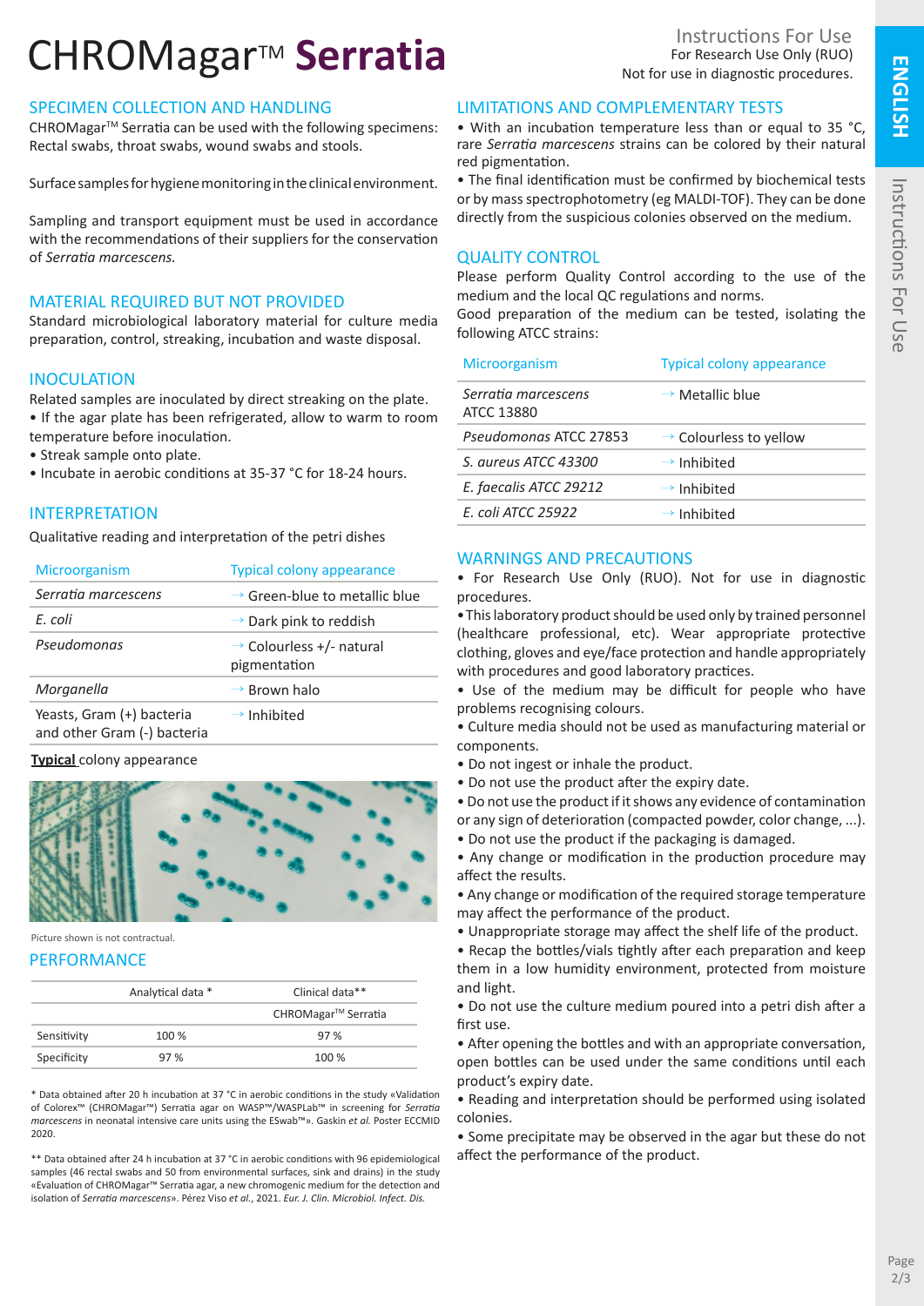# CHROMagar™ Serratia

Instructions For Use
For Research Use Only (RUO)
Not for use in diagnostic procedures.

## SPECIMEN COLLECTION AND HANDLING

CHROMagar™ Serratia can be used with the following specimens: Rectal swabs, throat swabs, wound swabs and stools.

Surface samples for hygiene monitoring in the clinical environment.

Sampling and transport equipment must be used in accordance with the recommendations of their suppliers for the conservation of *Serratia marcescens.*

## MATERIAL REQUIRED BUT NOT PROVIDED

Standard microbiological laboratory material for culture media preparation, control, streaking, incubation and waste disposal.

## INOCULATION

Related samples are inoculated by direct streaking on the plate.

- If the agar plate has been refrigerated, allow to warm to room temperature before inoculation.
- Streak sample onto plate.
- Incubate in aerobic conditions at 35-37 °C for 18-24 hours.

## INTERPRETATION

Qualitative reading and interpretation of the petri dishes

| Microorganism | Typical colony appearance |
|---|---|
| *Serratia marcescens* | → Green-blue to metallic blue |
| *E. coli* | → Dark pink to reddish |
| *Pseudomonas* | → Colourless +/- natural pigmentation |
| *Morganella* | → Brown halo |
| Yeasts, Gram (+) bacteria and other Gram (-) bacteria | → Inhibited |

**Typical** colony appearance

Picture shown is not contractual.

## PERFORMANCE

| | Analytical data * | Clinical data** |
|---|---|---|
| | | CHROMagar™ Serratia |
| Sensitivity | 100 % | 97 % |
| Specificity | 97 % | 100 % |

\* Data obtained after 20 h incubation at 37 °C in aerobic conditions in the study «Validation of Colorex™ (CHROMagar™) Serratia agar on WASP™/WASPLab™ in screening for *Serratia marcescens* in neonatal intensive care units using the ESwab™». Gaskin *et al.* Poster ECCMID 2020.

\*\* Data obtained after 24 h incubation at 37 °C in aerobic conditions with 96 epidemiological samples (46 rectal swabs and 50 from environmental surfaces, sink and drains) in the study «Evaluation of CHROMagar™ Serratia agar, a new chromogenic medium for the detection and isolation of *Serratia marcescens*». Pérez Viso *et al.*, 2021. *Eur. J. Clin. Microbiol. Infect. Dis.*

## LIMITATIONS AND COMPLEMENTARY TESTS

- With an incubation temperature less than or equal to 35 °C, rare *Serratia marcescens* strains can be colored by their natural red pigmentation.
- The final identification must be confirmed by biochemical tests or by mass spectrophotometry (eg MALDI-TOF). They can be done directly from the suspicious colonies observed on the medium.

## QUALITY CONTROL

Please perform Quality Control according to the use of the medium and the local QC regulations and norms.
Good preparation of the medium can be tested, isolating the following ATCC strains:

| Microorganism | Typical colony appearance |
|---|---|
| *Serratia marcescens* ATCC 13880 | → Metallic blue |
| *Pseudomonas* ATCC 27853 | → Colourless to yellow |
| *S. aureus* ATCC 43300 | → Inhibited |
| *E. faecalis* ATCC 29212 | → Inhibited |
| *E. coli* ATCC 25922 | → Inhibited |

## WARNINGS AND PRECAUTIONS

- For Research Use Only (RUO). Not for use in diagnostic procedures.
- This laboratory product should be used only by trained personnel (healthcare professional, etc). Wear appropriate protective clothing, gloves and eye/face protection and handle appropriately with procedures and good laboratory practices.
- Use of the medium may be difficult for people who have problems recognising colours.
- Culture media should not be used as manufacturing material or components.
- Do not ingest or inhale the product.
- Do not use the product after the expiry date.
- Do not use the product if it shows any evidence of contamination or any sign of deterioration (compacted powder, color change, ...).
- Do not use the product if the packaging is damaged.
- Any change or modification in the production procedure may affect the results.
- Any change or modification of the required storage temperature may affect the performance of the product.
- Unappropriate storage may affect the shelf life of the product.
- Recap the bottles/vials tightly after each preparation and keep them in a low humidity environment, protected from moisture and light.
- Do not use the culture medium poured into a petri dish after a first use.
- After opening the bottles and with an appropriate conversation, open bottles can be used under the same conditions until each product's expiry date.
- Reading and interpretation should be performed using isolated colonies.
- Some precipitate may be observed in the agar but these do not affect the performance of the product.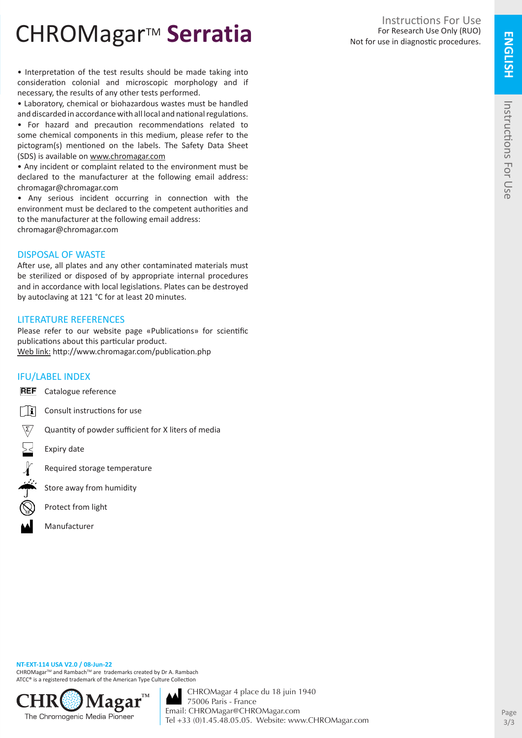# CHROMagar™ **Serratia**

Instructions For Use
For Research Use Only (RUO)
Not for use in diagnostic procedures.

- Interpretation of the test results should be made taking into consideration colonial and microscopic morphology and if necessary, the results of any other tests performed.
- Laboratory, chemical or biohazardous wastes must be handled and discarded in accordance with all local and national regulations.
- For hazard and precaution recommendations related to some chemical components in this medium, please refer to the pictogram(s) mentioned on the labels. The Safety Data Sheet (SDS) is available on www.chromagar.com
- Any incident or complaint related to the environment must be declared to the manufacturer at the following email address: chromagar@chromagar.com
- Any serious incident occurring in connection with the environment must be declared to the competent authorities and to the manufacturer at the following email address: chromagar@chromagar.com

## DISPOSAL OF WASTE

After use, all plates and any other contaminated materials must be sterilized or disposed of by appropriate internal procedures and in accordance with local legislations. Plates can be destroyed by autoclaving at 121 °C for at least 20 minutes.

## LITERATURE REFERENCES

Please refer to our website page «Publications» for scientific publications about this particular product.
Web link: http://www.chromagar.com/publication.php

## IFU/LABEL INDEX

- REF — Catalogue reference
- Consult instructions for use
- Quantity of powder sufficient for X liters of media
- Expiry date
- Required storage temperature
- Store away from humidity
- Protect from light
- Manufacturer

**NT-EXT-114 USA V2.0 / 08-Jun-22**
CHROMagar™ and Rambach™ are trademarks created by Dr A. Rambach
ATCC® is a registered trademark of the American Type Culture Collection

CHROMagar™
The Chromogenic Media Pioneer

CHROMagar 4 place du 18 juin 1940
75006 Paris - France
Email: CHROMagar@CHROMagar.com
Tel +33 (0)1.45.48.05.05. Website: www.CHROMagar.com